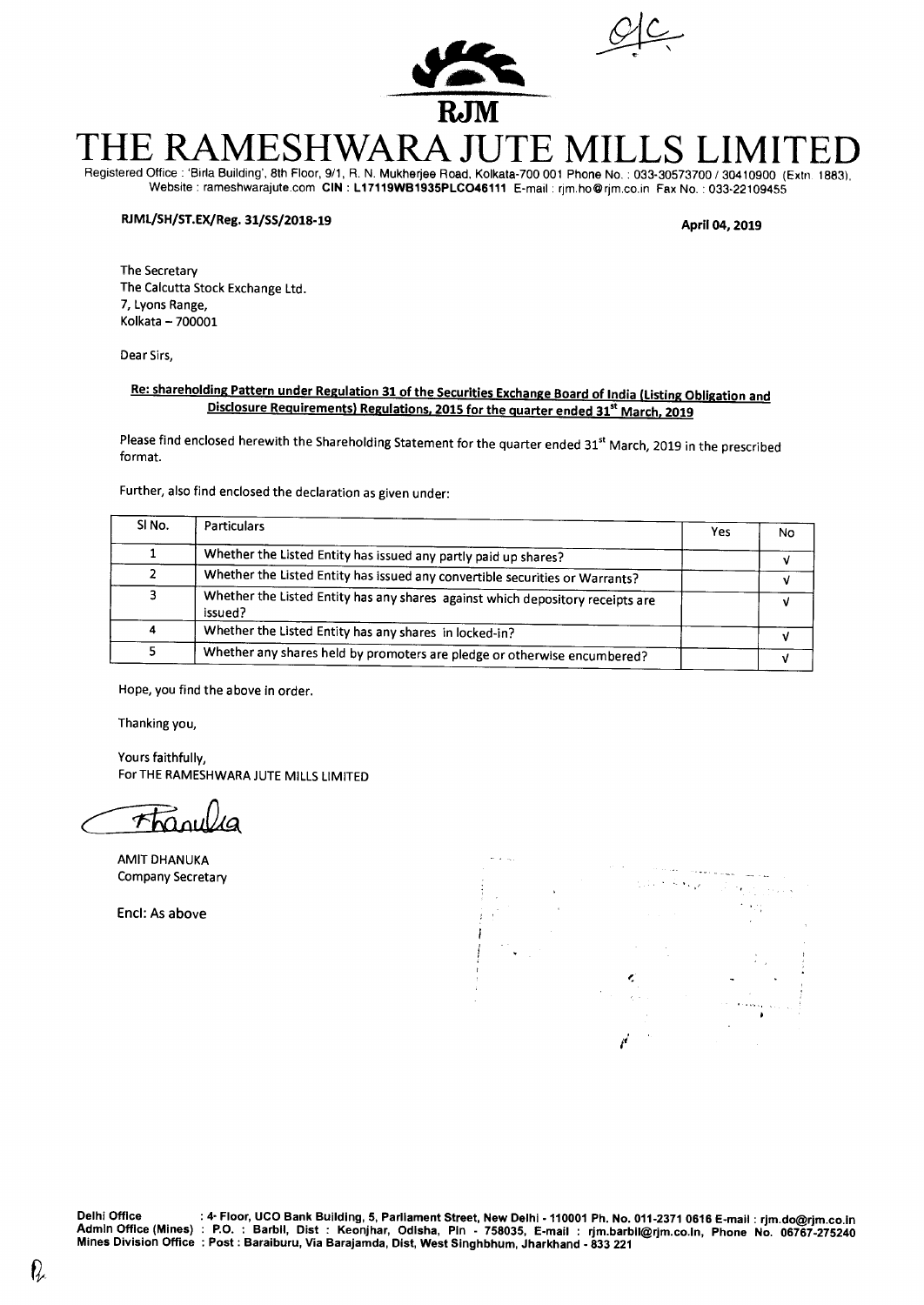RJM

# THE RAMESHWARA JUTE MILLS LIMITED

Registered Office : 'Birla Building', 8th Floor, 9/1, R. N. Mukherjee Road, Kolkata-700 001 Phone No. : 033-30573700 / 30410900 (Extn. 1883), Website : rameshwarajute.com CIN : L17119WB1935PLC046111 E-mail : rjm.ho@rjm.co.in Fax No. : 033-22109455

**RJML/SH/ST.EX/Reg. 31/SS/2018-19** **April 04, 2019**

The Secretary
The Calcutta Stock Exchange Ltd.
7, Lyons Range,
Kolkata – 700001

Dear Sirs,

**Re: shareholding Pattern under Regulation 31 of the Securities Exchange Board of India (Listing Obligation and Disclosure Requirements) Regulations, 2015 for the quarter ended 31st March, 2019**

Please find enclosed herewith the Shareholding Statement for the quarter ended 31st March, 2019 in the prescribed format.

Further, also find enclosed the declaration as given under:

| Sl No. | Particulars | Yes | No |
|---|---|---|---|
| 1 | Whether the Listed Entity has issued any partly paid up shares? | | √ |
| 2 | Whether the Listed Entity has issued any convertible securities or Warrants? | | √ |
| 3 | Whether the Listed Entity has any shares against which depository receipts are issued? | | √ |
| 4 | Whether the Listed Entity has any shares in locked-in? | | √ |
| 5 | Whether any shares held by promoters are pledge or otherwise encumbered? | | √ |

Hope, you find the above in order.

Thanking you,

Yours faithfully,
For THE RAMESHWARA JUTE MILLS LIMITED

AMIT DHANUKA
Company Secretary

Encl: As above

**Delhi Office** : 4th Floor, UCO Bank Building, 5, Parliament Street, New Delhi - 110001 Ph. No. 011-2371 0616 E-mail : rjm.do@rjm.co.in
**Admin Office (Mines)** : P.O. : Barbil, Dist : Keonjhar, Odisha, Pin - 758035, E-mail : rjm.barbil@rjm.co.in, Phone No. 06767-275240
**Mines Division Office** : Post : Baraiburu, Via Barajamda, Dist, West Singhbhum, Jharkhand - 833 221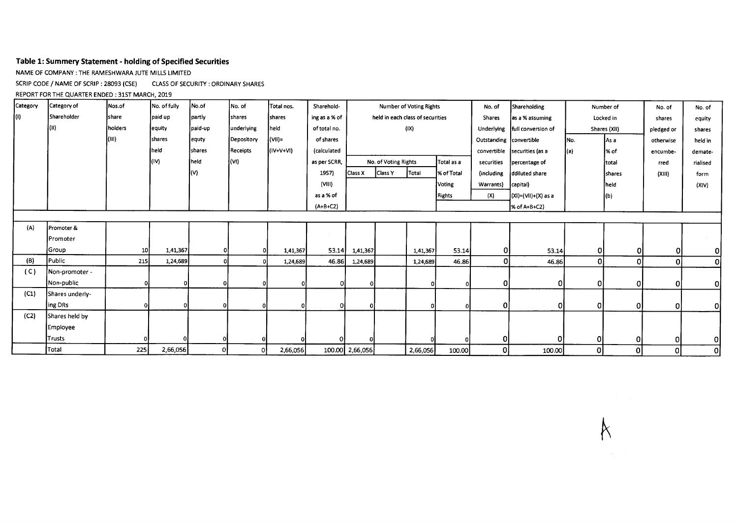## Table 1: Summery Statement - holding of Specified Securities

NAME OF COMPANY : THE RAMESHWARA JUTE MILLS LIMITED

SCRIP CODE / NAME OF SCRIP : 28093 (CSE)   CLASS OF SECURITY : ORDINARY SHARES

REPORT FOR THE QUARTER ENDED : 31ST MARCH, 2019

| Category (I) | Category of Shareholder (II) | Nos.of share holders (III) | No. of fully paid up equity shares held (IV) | No.of partly paid-up equty shares held (V) | No. of shares underlying Depository Receipts (VI) | Total nos. shares held (VII)= (IV+V+VI) | Sharehold-ing as a % of total no. of shares (calculated as per SCRR, 1957) (VIII) as a % of (A+B+C2) | Number of Voting Rights held in each class of securities (IX) | | | | No. of Shares Underlying Outstanding convertible securities (including Warrants) (X) | Shareholding as a % assuming full conversion of convertible securities (as a percentage of ddiluted share capital) (XI)=(VII)+(X) as a % of A+B+C2) | Number of Locked in Shares (XII) | | No. of shares pledged or otherwise encumbe-rred (XIII) | No. of equity shares held in demate-rialised form (XIV) |
|---|---|---|---|---|---|---|---|---|---|---|---|---|---|---|---|---|---|
| | | | | | | | | No. of Voting Rights | | | Total as a % of Total Voting Rights | | | No. (a) | As a % of total shares held (b) | | |
| | | | | | | | | Class X | Class Y | Total | | | | | | | |
| (A) | Promoter & Promoter Group | 10 | 1,41,367 | 0 | 0 | 1,41,367 | 53.14 | 1,41,367 | | 1,41,367 | 53.14 | 0 | 53.14 | 0 | 0 | 0 | 0 |
| (B) | Public | 215 | 1,24,689 | 0 | 0 | 1,24,689 | 46.86 | 1,24,689 | | 1,24,689 | 46.86 | 0 | 46.86 | 0 | 0 | 0 | 0 |
| (C) | Non-promoter - Non-public | 0 | 0 | 0 | 0 | 0 | 0 | 0 | | 0 | 0 | 0 | 0 | 0 | 0 | 0 | 0 |
| (C1) | Shares underly-ing DRs | 0 | 0 | 0 | 0 | 0 | 0 | 0 | | 0 | 0 | 0 | 0 | 0 | 0 | 0 | 0 |
| (C2) | Shares held by Employee Trusts | 0 | 0 | 0 | 0 | 0 | 0 | 0 | | 0 | 0 | 0 | 0 | 0 | 0 | 0 | 0 |
| | Total | 225 | 2,66,056 | 0 | 0 | 2,66,056 | 100.00 | 2,66,056 | | 2,66,056 | 100.00 | 0 | 100.00 | 0 | 0 | 0 | 0 |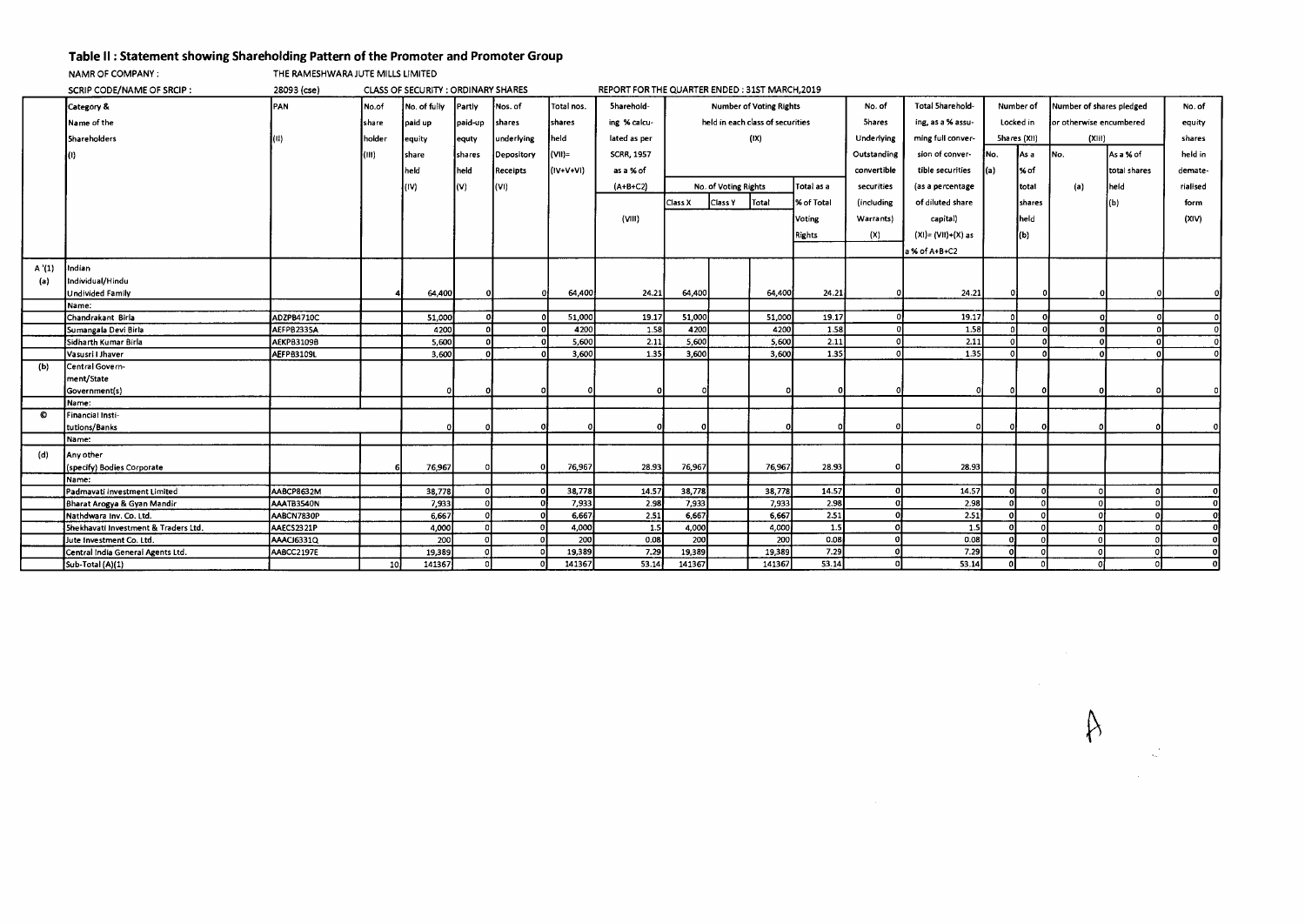## Table II : Statement showing Shareholding Pattern of the Promoter and Promoter Group

NAMR OF COMPANY : THE RAMESHWARA JUTE MILLS LIMITED

SCRIP CODE/NAME OF SRCIP : 28093 (cse) CLASS OF SECURITY : ORDINARY SHARES REPORT FOR THE QUARTER ENDED : 31ST MARCH,2019

| | Category & Name of the Shareholders (I) | PAN (II) | No.of share holder (III) | No. of fully paid up equity share held (IV) | Partly paid-up equty shares held (V) | Nos. of shares underlying Depository Receipts (VI) | Total nos. shares held (VII)= (IV+V+VI) | Sharehold-ing % calcu-lated as per SCRR, 1957 as a % of (A+B+C2) (VIII) | Number of Voting Rights held in each class of securities (IX) | | | | No. of Shares Underlying Outstanding convertible securities (including Warrants) (X) | Total Sharehold-ing, as a % assu-ming full conver-sion of conver-tible securities (as a percentage of diluted share capital) (XI)= (VII)+(X) as a % of A+B+C2 | Number of Locked in Shares (XII) | | Number of shares pledged or otherwise encumbered (XIII) | | No. of equity shares held in demate-rialised form (XIV) |
|---|---|---|---|---|---|---|---|---|---|---|---|---|---|---|---|---|---|---|---|
| | | | | | | | | | No. of Voting Rights | | | Total as a % of Total Voting Rights | | | No. (a) | As a % of total shares held (b) | No. (a) | As a % of total shares held (b) | |
| | | | | | | | | | Class X | Class Y | Total | | | | | | | | |
| A '(1) | Indian | | | | | | | | | | | | | | | | | | |
| (a) | Individual/Hindu Undivided Family | | 4 | 64,400 | 0 | 0 | 64,400 | 24.21 | 64,400 | | 64,400 | 24.21 | 0 | 24.21 | 0 | 0 | 0 | 0 | 0 |
| | Name: | | | | | | | | | | | | | | | | | | |
| | Chandrakant Birla | ADZPB4710C | | 51,000 | 0 | 0 | 51,000 | 19.17 | 51,000 | | 51,000 | 19.17 | 0 | 19.17 | 0 | 0 | 0 | 0 | 0 |
| | Sumangala Devi Birla | AEFPB2335A | | 4200 | 0 | 0 | 4200 | 1.58 | 4200 | | 4200 | 1.58 | 0 | 1.58 | 0 | 0 | 0 | 0 | 0 |
| | Sidharth Kumar Birla | AEKPB3109B | | 5,600 | 0 | 0 | 5,600 | 2.11 | 5,600 | | 5,600 | 2.11 | 0 | 2.11 | 0 | 0 | 0 | 0 | 0 |
| | Vasusri I Jhaver | AEFPB3109L | | 3,600 | 0 | 0 | 3,600 | 1.35 | 3,600 | | 3,600 | 1.35 | 0 | 1.35 | 0 | 0 | 0 | 0 | 0 |
| (b) | Central Govern-ment/State Government(s) | | | 0 | 0 | 0 | 0 | 0 | 0 | | 0 | 0 | 0 | 0 | 0 | 0 | 0 | 0 | 0 |
| | Name: | | | | | | | | | | | | | | | | | | |
| © | Financial Insti-tutions/Banks | | | 0 | 0 | 0 | 0 | 0 | 0 | | 0 | 0 | 0 | 0 | 0 | 0 | 0 | 0 | 0 |
| | Name: | | | | | | | | | | | | | | | | | | |
| (d) | Any other (specify) Bodies Corporate | | 6 | 76,967 | 0 | 0 | 76,967 | 28.93 | 76,967 | | 76,967 | 28.93 | 0 | 28.93 | | | | | |
| | Name: | | | | | | | | | | | | | | | | | | |
| | Padmavati Investment Limited | AABCP8632M | | 38,778 | 0 | 0 | 38,778 | 14.57 | 38,778 | | 38,778 | 14.57 | 0 | 14.57 | 0 | 0 | 0 | 0 | 0 |
| | Bharat Arogya & Gyan Mandir | AAATB3540N | | 7,933 | 0 | 0 | 7,933 | 2.98 | 7,933 | | 7,933 | 2.98 | 0 | 2.98 | 0 | 0 | 0 | 0 | 0 |
| | Nathdwara Inv. Co. Ltd. | AABCN7830P | | 6,667 | 0 | 0 | 6,667 | 2.51 | 6,667 | | 6,667 | 2.51 | 0 | 2.51 | 0 | 0 | 0 | 0 | 0 |
| | Shekhavati Investment & Traders Ltd. | AAECS2321P | | 4,000 | 0 | 0 | 4,000 | 1.5 | 4,000 | | 4,000 | 1.5 | 0 | 1.5 | 0 | 0 | 0 | 0 | 0 |
| | Jute Investment Co. Ltd. | AAACJ6331Q | | 200 | 0 | 0 | 200 | 0.08 | 200 | | 200 | 0.08 | 0 | 0.08 | 0 | 0 | 0 | 0 | 0 |
| | Central India General Agents Ltd. | AABCC2197E | | 19,389 | 0 | 0 | 19,389 | 7.29 | 19,389 | | 19,389 | 7.29 | 0 | 7.29 | 0 | 0 | 0 | 0 | 0 |
| | Sub-Total (A)(1) | | 10 | 141367 | 0 | 0 | 141367 | 53.14 | 141367 | | 141367 | 53.14 | 0 | 53.14 | 0 | 0 | 0 | 0 | 0 |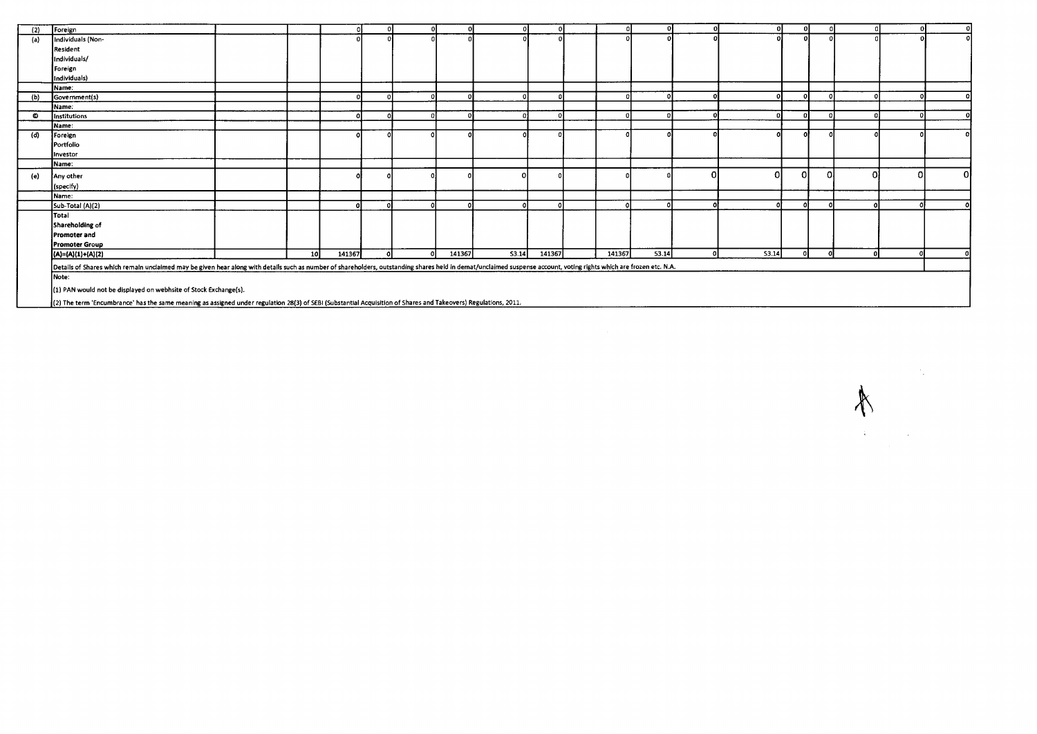| | | | | | | | | | | | | | | | | | | | |
|---|---|---|---|---|---|---|---|---|---|---|---|---|---|---|---|---|---|---|---|
| (2) | Foreign | | | 0 | 0 | 0 | 0 | 0 | 0 | | 0 | 0 | 0 | 0 | 0 | 0 | 0 | 0 | 0 |
| (a) | Individuals (Non-Resident Individuals/ Foreign Individuals) | | | 0 | 0 | 0 | 0 | 0 | 0 | | 0 | 0 | 0 | 0 | 0 | 0 | 0 | 0 | 0 |
| | Name: | | | | | | | | | | | | | | | | | | |
| (b) | Government(s) | | | 0 | 0 | 0 | 0 | 0 | 0 | | 0 | 0 | 0 | 0 | 0 | 0 | 0 | 0 | 0 |
| | Name: | | | | | | | | | | | | | | | | | | |
| © | Institutions | | | 0 | 0 | 0 | 0 | 0 | 0 | | 0 | 0 | 0 | 0 | 0 | 0 | 0 | 0 | 0 |
| | Name: | | | | | | | | | | | | | | | | | | |
| (d) | Foreign Portfolio Investor | | | 0 | 0 | 0 | 0 | 0 | 0 | | 0 | 0 | 0 | 0 | 0 | 0 | 0 | 0 | 0 |
| | Name: | | | | | | | | | | | | | | | | | | |
| (e) | Any other (specify) | | | 0 | 0 | 0 | 0 | 0 | 0 | | 0 | 0 | 0 | 0 | 0 | 0 | 0 | 0 | 0 |
| | Name: | | | | | | | | | | | | | | | | | | |
| | Sub-Total (A)(2) | | | 0 | 0 | 0 | 0 | 0 | 0 | | 0 | 0 | 0 | 0 | 0 | 0 | 0 | 0 | 0 |
| | **Total Shareholding of Promoter and Promoter Group (A)=(A)(1)+(A)(2)** | | 10 | 141367 | 0 | 0 | 141367 | 53.14 | 141367 | | 141367 | 53.14 | 0 | 53.14 | 0 | 0 | 0 | 0 | 0 |

Details of Shares which remain unclaimed may be given hear along with details such as number of shareholders, outstanding shares held in demat/unclaimed suspense account, voting rights which are frozen etc. N.A.

Note:

(1) PAN would not be displayed on webhsite of Stock Exchange(s).

(2) The term 'Encumbrance' has the same meaning as assigned under regulation 28(3) of SEBI (Substantial Acquisition of Shares and Takeovers) Regulations, 2011.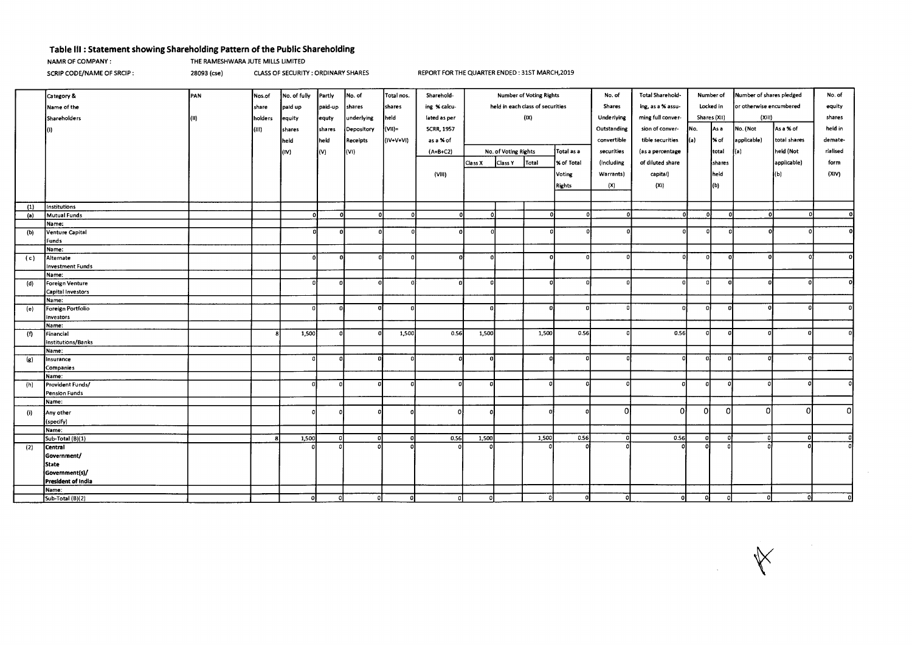## Table III : Statement showing Shareholding Pattern of the Public Shareholding

NAMR OF COMPANY : THE RAMESHWARA JUTE MILLS LIMITED

SCRIP CODE/NAME OF SRCIP : 28093 (cse) CLASS OF SECURITY : ORDINARY SHARES REPORT FOR THE QUARTER ENDED : 31ST MARCH,2019

| | Category & Name of the Shareholders (I) | PAN (II) | Nos.of share holders (III) | No. of fully paid up equity shares held (IV) | Partly paid-up equty shares held (V) | No. of shares underlying Depository Receipts (VI) | Total nos. shares held (VII)= (IV+V+VI) | Shareholding % calculated as per SCRR, 1957 as a % of (A+B+C2) (VIII) | Number of Voting Rights held in each class of securities (IX) | | | | No. of Shares Underlying Outstanding convertible securities (Including Warrants) (X) | Total Shareholding, as a % assuming full conversion of convertible securities (as a percentage of diluted share capital) (XI) | Number of Locked in Shares (XII) | | Number of shares pledged or otherwise encumbered (XIII) | | No. of equity shares held in dematerialised form (XIV) |
|---|---|---|---|---|---|---|---|---|---|---|---|---|---|---|---|---|---|---|---|
| | | | | | | | | | No. of Voting Rights | | | Total as a % of Total Voting Rights | | | No. (a) | As a % of total shares held (b) | No. (Not applicable) (a) | As a % of total shares held (Not applicable) (b) | |
| | | | | | | | | | Class X | Class Y | Total | | | | | | | | |
| (1) | Institutions | | | | | | | | | | | | | | | | | | |
| (a) | Mutual Funds | | | 0 | 0 | 0 | 0 | 0 | 0 | | 0 | 0 | 0 | 0 | 0 | 0 | 0 | 0 | 0 |
| | Name: | | | | | | | | | | | | | | | | | | |
| (b) | Venture Capital Funds | | | 0 | 0 | 0 | 0 | 0 | 0 | | 0 | 0 | 0 | 0 | 0 | 0 | 0 | 0 | 0 |
| | Name: | | | | | | | | | | | | | | | | | | |
| (c) | Alternate Investment Funds | | | 0 | 0 | 0 | 0 | 0 | 0 | | 0 | 0 | 0 | 0 | 0 | 0 | 0 | 0 | 0 |
| | Name: | | | | | | | | | | | | | | | | | | |
| (d) | Foreign Venture Capital Investors | | | 0 | 0 | 0 | 0 | 0 | 0 | | 0 | 0 | 0 | 0 | 0 | 0 | 0 | 0 | 0 |
| | Name: | | | | | | | | | | | | | | | | | | |
| (e) | Foreign Portfolio Investors | | | 0 | 0 | 0 | 0 | | 0 | | 0 | 0 | 0 | 0 | 0 | 0 | 0 | 0 | 0 |
| | Name: | | | | | | | | | | | | | | | | | | |
| (f) | Financial Institutions/Banks | | 8 | 1,500 | 0 | 0 | 1,500 | 0.56 | 1,500 | | 1,500 | 0.56 | 0 | 0.56 | 0 | 0 | 0 | 0 | 0 |
| | Name: | | | | | | | | | | | | | | | | | | |
| (g) | Insurance Companies | | | 0 | 0 | 0 | 0 | 0 | 0 | | 0 | 0 | 0 | 0 | 0 | 0 | 0 | 0 | 0 |
| | Name: | | | | | | | | | | | | | | | | | | |
| (h) | Provident Funds/ Pension Funds | | | 0 | 0 | 0 | 0 | 0 | 0 | | 0 | 0 | 0 | 0 | 0 | 0 | 0 | 0 | 0 |
| | Name: | | | | | | | | | | | | | | | | | | |
| (i) | Any other (specify) | | | 0 | 0 | 0 | 0 | 0 | 0 | | 0 | 0 | 0 | 0 | 0 | 0 | 0 | 0 | 0 |
| | Name: | | | | | | | | | | | | | | | | | | |
| | Sub-Total (B)(1) | | 8 | 1,500 | 0 | 0 | 0 | 0.56 | 1,500 | | 1,500 | 0.56 | 0 | 0.56 | 0 | 0 | 0 | 0 | 0 |
| (2) | Central Government/ State Government(s)/ President of India | | | 0 | 0 | 0 | 0 | 0 | 0 | | 0 | 0 | 0 | 0 | 0 | 0 | 0 | 0 | 0 |
| | Name: | | | | | | | | | | | | | | | | | | |
| | Sub-Total (B)(2) | | | 0 | 0 | 0 | 0 | 0 | 0 | | 0 | 0 | 0 | 0 | 0 | 0 | 0 | 0 | 0 |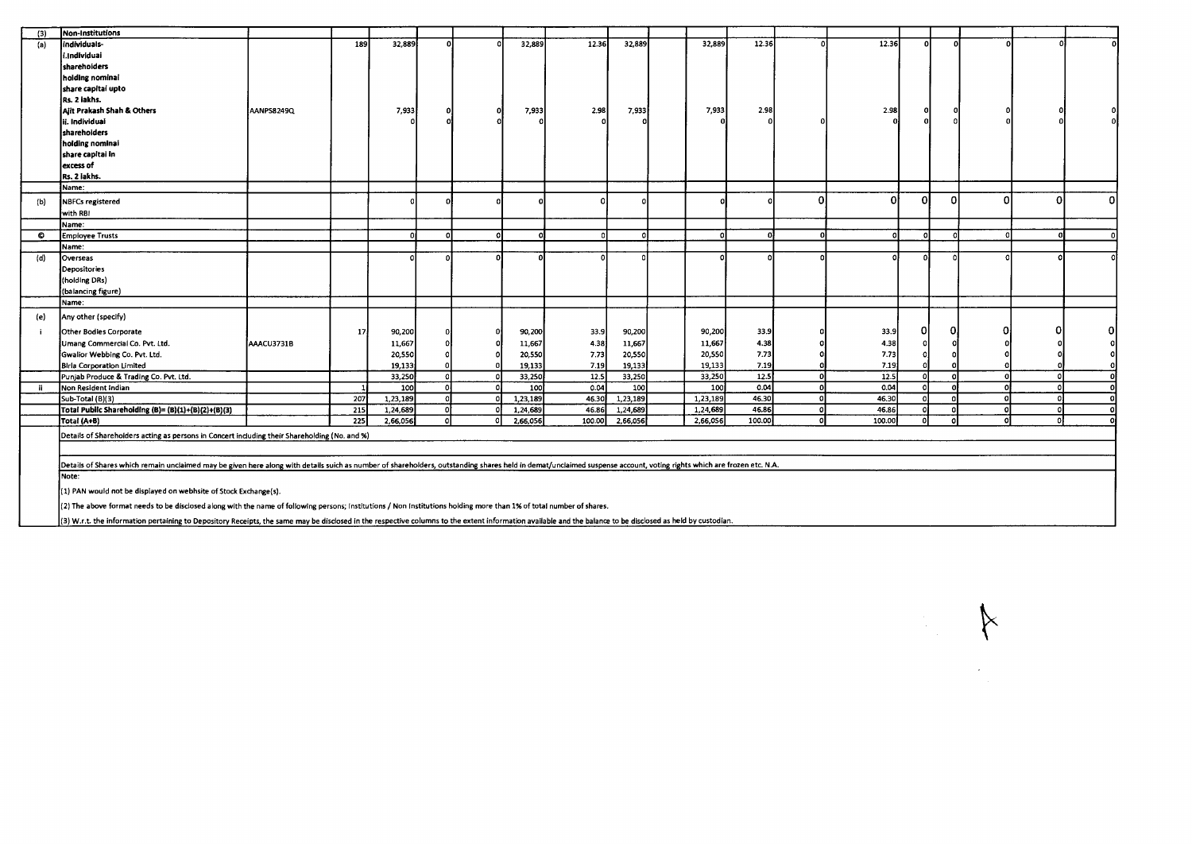| | | | | | | | | | | | | | | | | | | | |
|---|---|---|---|---|---|---|---|---|---|---|---|---|---|---|---|---|---|---|---|
| (3) | Non-Institutions | | | | | | | | | | | | | | | | | | |
| (a) | Individuals- i.Individual shareholders holding nominal share capital upto Rs. 2 lakhs. | | 189 | 32,889 | 0 | 0 | 32,889 | 12.36 | 32,889 | | 32,889 | 12.36 | 0 | 12.36 | 0 | 0 | 0 | 0 | 0 |
| | Ajit Prakash Shah & Others | AANPS8249Q | | 7,933 | 0 | 0 | 7,933 | 2.98 | 7,933 | | 7,933 | 2.98 | | 2.98 | 0 | 0 | 0 | 0 | 0 |
| | ii. Individual shareholders holding nominal share capital in excess of Rs. 2 lakhs. | | | 0 | 0 | 0 | 0 | 0 | 0 | | 0 | 0 | 0 | 0 | 0 | 0 | 0 | 0 | 0 |
| | Name: | | | | | | | | | | | | | | | | | | |
| (b) | NBFCs registered with RBI | | | 0 | 0 | 0 | 0 | 0 | 0 | | 0 | 0 | 0 | 0 | 0 | 0 | 0 | 0 | 0 |
| | Name: | | | | | | | | | | | | | | | | | | |
| (c) | Employee Trusts | | | 0 | 0 | 0 | 0 | 0 | 0 | | 0 | 0 | 0 | 0 | 0 | 0 | 0 | 0 | 0 |
| | Name: | | | | | | | | | | | | | | | | | | |
| (d) | Overseas Depositories (holding DRs) (balancing figure) | | | 0 | 0 | 0 | 0 | 0 | 0 | | 0 | 0 | 0 | 0 | 0 | 0 | 0 | 0 | 0 |
| | Name: | | | | | | | | | | | | | | | | | | |
| (e) | Any other (specify) | | | | | | | | | | | | | | | | | | |
| i | Other Bodies Corporate | | 17 | 90,200 | 0 | 0 | 90,200 | 33.9 | 90,200 | | 90,200 | 33.9 | 0 | 33.9 | 0 | 0 | 0 | 0 | 0 |
| | Umang Commercial Co. Pvt. Ltd. | AAACU3731B | | 11,667 | 0 | 0 | 11,667 | 4.38 | 11,667 | | 11,667 | 4.38 | 0 | 4.38 | 0 | 0 | 0 | 0 | 0 |
| | Gwalior Webbing Co. Pvt. Ltd. | | | 20,550 | 0 | 0 | 20,550 | 7.73 | 20,550 | | 20,550 | 7.73 | 0 | 7.73 | 0 | 0 | 0 | 0 | 0 |
| | Birla Corporation Limited | | | 19,133 | 0 | 0 | 19,133 | 7.19 | 19,133 | | 19,133 | 7.19 | 0 | 7.19 | 0 | 0 | 0 | 0 | 0 |
| | Punjab Produce & Trading Co. Pvt. Ltd. | | | 33,250 | 0 | 0 | 33,250 | 12.5 | 33,250 | | 33,250 | 12.5 | 0 | 12.5 | 0 | 0 | 0 | 0 | 0 |
| ii | Non Resident Indian | | 1 | 100 | 0 | 0 | 100 | 0.04 | 100 | | 100 | 0.04 | 0 | 0.04 | 0 | 0 | 0 | 0 | 0 |
| | Sub-Total (B)(3) | | 207 | 1,23,189 | 0 | 0 | 1,23,189 | 46.30 | 1,23,189 | | 1,23,189 | 46.30 | 0 | 46.30 | 0 | 0 | 0 | 0 | 0 |
| | **Total Public Shareholding (B)= (B)(1)+(B)(2)+(B)(3)** | | 215 | 1,24,689 | 0 | 0 | 1,24,689 | 46.86 | 1,24,689 | | 1,24,689 | 46.86 | 0 | 46.86 | 0 | 0 | 0 | 0 | 0 |
| | **Total (A+B)** | | 225 | 2,66,056 | 0 | 0 | 2,66,056 | 100.00 | 2,66,056 | | 2,66,056 | 100.00 | 0 | 100.00 | 0 | 0 | 0 | 0 | 0 |

Details of Shareholders acting as persons in Concert including their Shareholding (No. and %)

Details of Shares which remain unclaimed may be given here along with details suich as number of shareholders, outstanding shares held in demat/unclaimed suspense account, voting rights which are frozen etc. N.A.

Note:

(1) PAN would not be displayed on webhsite of Stock Exchange(s).

(2) The above format needs to be disclosed along with the name of following persons; Institutions / Non Institutions holding more than 1% of total number of shares.

(3) W.r.t. the information pertaining to Depository Receipts, the same may be disclosed in the respective columns to the extent information available and the balance to be disclosed as held by custodian.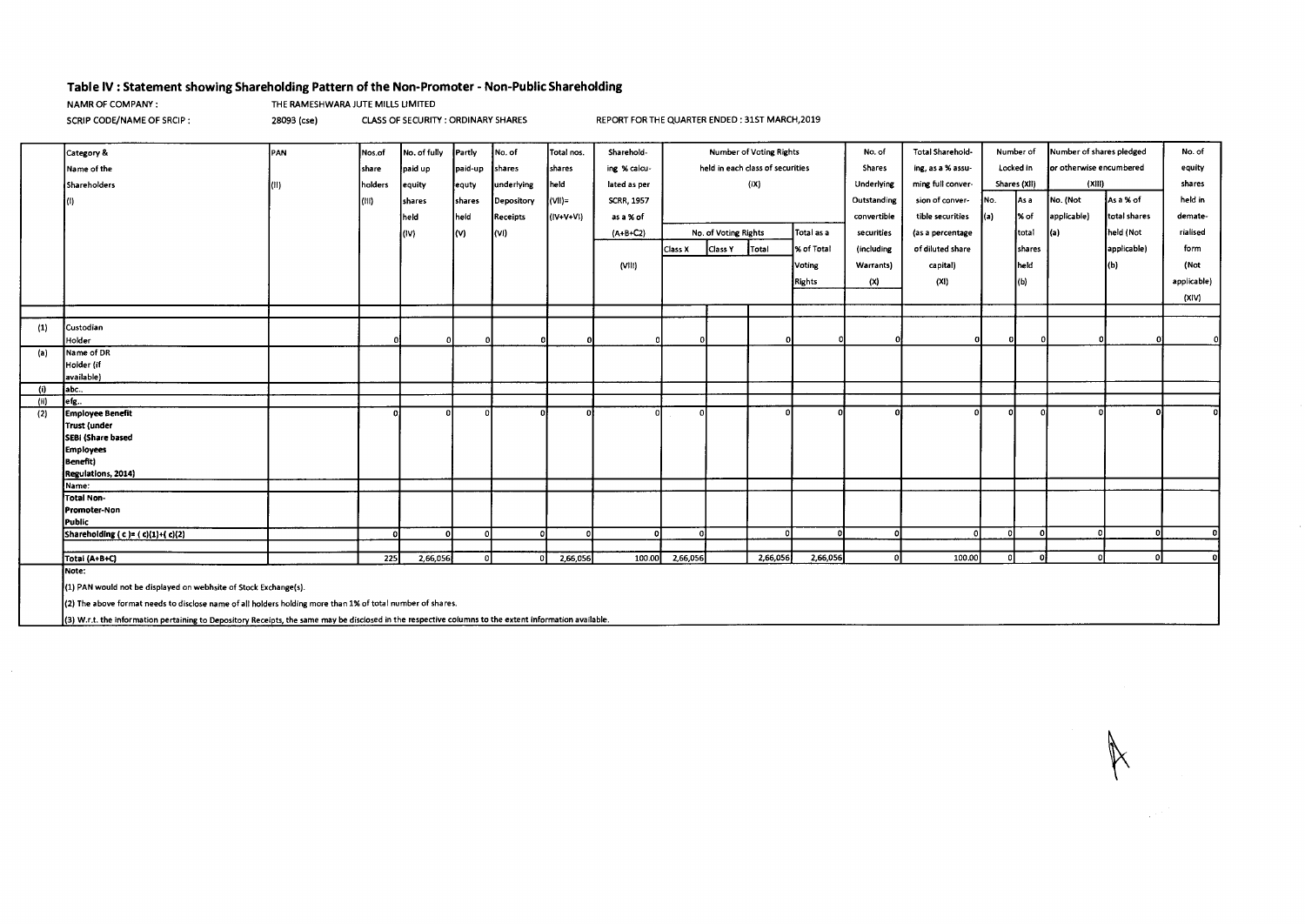## Table IV : Statement showing Shareholding Pattern of the Non-Promoter - Non-Public Shareholding

NAMR OF COMPANY : THE RAMESHWARA JUTE MILLS LIMITED

SCRIP CODE/NAME OF SRCIP : 28093 (cse) CLASS OF SECURITY : ORDINARY SHARES REPORT FOR THE QUARTER ENDED : 31ST MARCH,2019

| | Category & Name of the Shareholders (I) | PAN (II) | Nos.of share holders (III) | No. of fully paid up equity shares held (IV) | Partly paid-up equty shares held (V) | No. of shares underlying Depository Receipts (VI) | Total nos. shares held (VII)= (IV+V+VI) | Shareholding % calculated as per SCRR, 1957 as a % of (A+B+C2) (VIII) | Number of Voting Rights held in each class of securities (IX) | | | | No. of Shares Underlying Outstanding convertible securities (including Warrants) (X) | Total Shareholding, as a % assuming full conversion of convertible securities (as a percentage of diluted share capital) (XI) | Number of Locked in Shares (XII) | | Number of shares pledged or otherwise encumbered (XIII) | | No. of equity shares held in dematerialised form (Not applicable) (XIV) |
|---|---|---|---|---|---|---|---|---|---|---|---|---|---|---|---|---|---|---|---|
| | | | | | | | | | No. of Voting Rights | | | Total as a % of Total Voting Rights | | | No. (a) | As a % of total shares held (b) | No. (Not applicable) (a) | As a % of total shares held (Not applicable) (b) | |
| | | | | | | | | | Class X | Class Y | Total | | | | | | | | |
| (1) | Custodian Holder | | 0 | 0 | 0 | 0 | 0 | 0 | 0 | | 0 | 0 | 0 | 0 | 0 | 0 | 0 | 0 | 0 |
| (a) | Name of DR Holder (if available) | | | | | | | | | | | | | | | | | | |
| (i) | abc.. | | | | | | | | | | | | | | | | | | |
| (ii) | efg.. | | | | | | | | | | | | | | | | | | |
| (2) | Employee Benefit Trust (under SEBI (Share based Employees Benefit) Regulations, 2014) | | 0 | 0 | 0 | 0 | 0 | 0 | 0 | | 0 | 0 | 0 | 0 | 0 | 0 | 0 | 0 | 0 |
| | Name: | | | | | | | | | | | | | | | | | | |
| | Total Non-Promoter-Non Public Shareholding ( c )= ( c)(1)+( c)(2) | | 0 | 0 | 0 | 0 | 0 | 0 | 0 | | 0 | 0 | 0 | 0 | 0 | 0 | 0 | 0 | 0 |
| | Total (A+B+C) | | 225 | 2,66,056 | 0 | 0 | 2,66,056 | 100.00 | 2,66,056 | | 2,66,056 | 2,66,056 | 0 | 100.00 | 0 | 0 | 0 | 0 | 0 |

Note:

(1) PAN would not be displayed on webhsite of Stock Exchange(s).

(2) The above format needs to disclose name of all holders holding more than 1% of total number of shares.

(3) W.r.t. the information pertaining to Depository Receipts, the same may be disclosed in the respective columns to the extent information available.